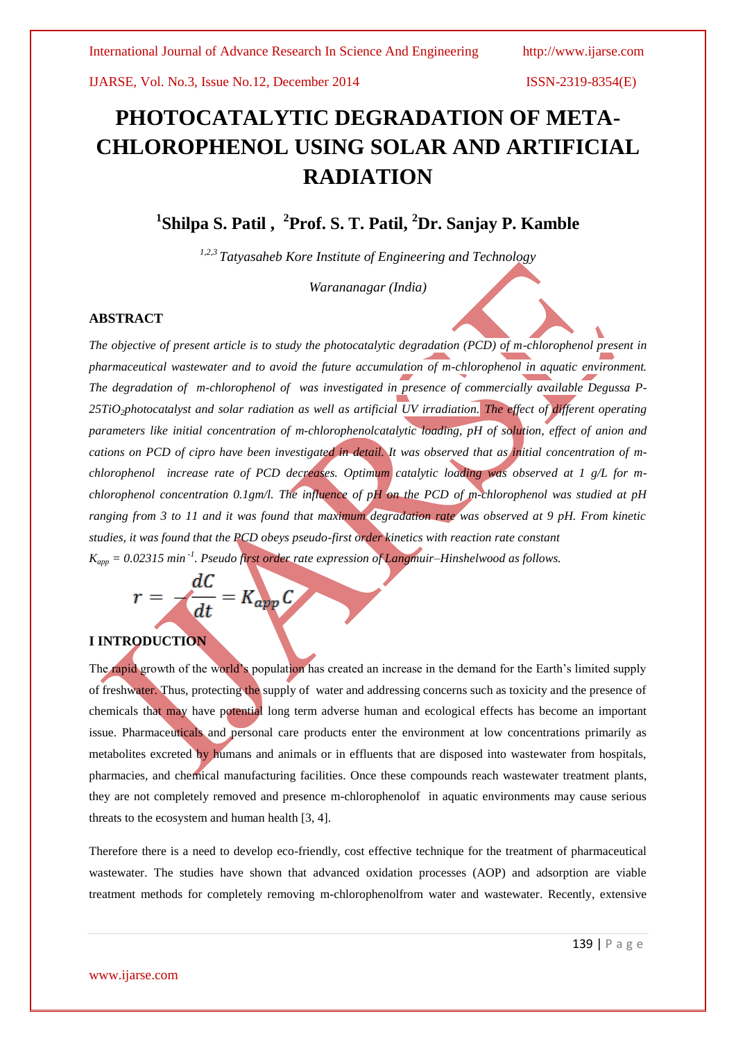# PHOTOCATALYTIC DEGRADATION OF META-CHLOROPHENOL USING SOLAR AND ARTIFICIAL RADIATION

**[1]Shilpa S. Patil , [2]Prof. S. T. Patil, [2]Dr. Sanjay P. Kamble**

*[1,2,3] Tatyasaheb Kore Institute of Engineering and Technology*

*Warananagar (India)*

## ABSTRACT

*The objective of present article is to study the photocatalytic degradation (PCD) of m-chlorophenol present in pharmaceutical wastewater and to avoid the future accumulation of m-chlorophenol in aquatic environment. The degradation of m-chlorophenol of was investigated in presence of commercially available Degussa P-25$TiO_2$photocatalyst and solar radiation as well as artificial UV irradiation. The effect of different operating parameters like initial concentration of m-chlorophenolcatalytic loading, pH of solution, effect of anion and cations on PCD of cipro have been investigated in detail. It was observed that as initial concentration of m-chlorophenol increase rate of PCD decreases. Optimum catalytic loading was observed at 1 g/L for m-chlorophenol concentration 0.1gm/l. The influence of pH on the PCD of m-chlorophenol was studied at pH ranging from 3 to 11 and it was found that maximum degradation rate was observed at 9 pH. From kinetic studies, it was found that the PCD obeys pseudo-first order kinetics with reaction rate constant $K_{app}$ = 0.02315 $min^{-1}$. Pseudo first order rate expression of Langmuir–Hinshelwood as follows.*

$$r = -\frac{dC}{dt} = K_{app} C$$

## I INTRODUCTION

The rapid growth of the world's population has created an increase in the demand for the Earth's limited supply of freshwater. Thus, protecting the supply of water and addressing concerns such as toxicity and the presence of chemicals that may have potential long term adverse human and ecological effects has become an important issue. Pharmaceuticals and personal care products enter the environment at low concentrations primarily as metabolites excreted by humans and animals or in effluents that are disposed into wastewater from hospitals, pharmacies, and chemical manufacturing facilities. Once these compounds reach wastewater treatment plants, they are not completely removed and presence m-chlorophenolof in aquatic environments may cause serious threats to the ecosystem and human health [3, 4].

Therefore there is a need to develop eco-friendly, cost effective technique for the treatment of pharmaceutical wastewater. The studies have shown that advanced oxidation processes (AOP) and adsorption are viable treatment methods for completely removing m-chlorophenolfrom water and wastewater. Recently, extensive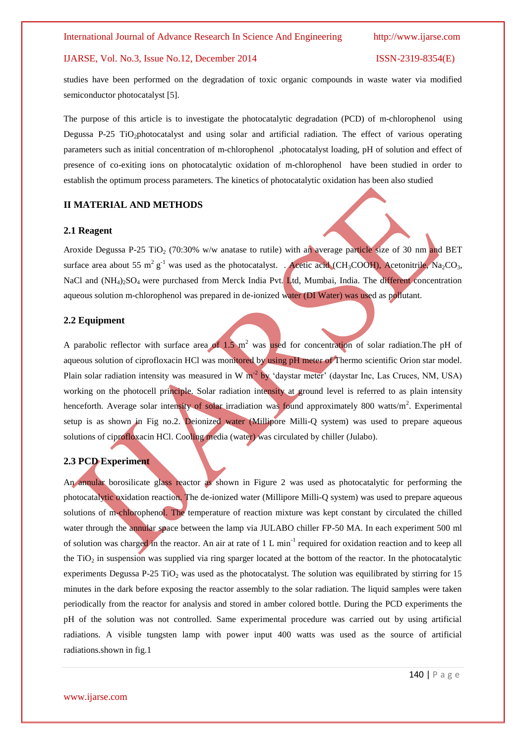studies have been performed on the degradation of toxic organic compounds in waste water via modified semiconductor photocatalyst [5].

The purpose of this article is to investigate the photocatalytic degradation (PCD) of m-chlorophenol using Degussa P-25 $TiO_2$photocatalyst and using solar and artificial radiation. The effect of various operating parameters such as initial concentration of m-chlorophenol ,photocatalyst loading, pH of solution and effect of presence of co-exiting ions on photocatalytic oxidation of m-chlorophenol have been studied in order to establish the optimum process parameters. The kinetics of photocatalytic oxidation has been also studied

## II MATERIAL AND METHODS

### 2.1 Reagent

Aroxide Degussa P-25 $TiO_2$ (70:30% w/w anatase to rutile) with an average particle size of 30 nm and BET surface area about 55 $m^2 g^{-1}$ was used as the photocatalyst. . Acetic acid ($CH_3COOH$), Acetonitrile, $Na_2CO_3$, NaCl and $(NH_4)_2SO_4$ were purchased from Merck India Pvt. Ltd, Mumbai, India. The different concentration aqueous solution m-chlorophenol was prepared in de-ionized water (DI Water) was used as pollutant.

### 2.2 Equipment

A parabolic reflector with surface area of 1.5 $m^2$ was used for concentration of solar radiation.The pH of aqueous solution of ciprofloxacin HCl was monitored by using pH meter of Thermo scientific Orion star model. Plain solar radiation intensity was measured in W $m^{-2}$ by 'daystar meter' (daystar Inc, Las Cruces, NM, USA) working on the photocell principle. Solar radiation intensity at ground level is referred to as plain intensity henceforth. Average solar intensity of solar irradiation was found approximately 800 watts/$m^2$. Experimental setup is as shown in Fig no.2. Deionized water (Millipore Milli-Q system) was used to prepare aqueous solutions of ciprofloxacin HCl. Cooling media (water) was circulated by chiller (Julabo).

### 2.3 PCD Experiment

An annular borosilicate glass reactor as shown in Figure 2 was used as photocatalytic for performing the photocatalytic oxidation reaction. The de-ionized water (Millipore Milli-Q system) was used to prepare aqueous solutions of m-chlorophenol. The temperature of reaction mixture was kept constant by circulated the chilled water through the annular space between the lamp via JULABO chiller FP-50 MA. In each experiment 500 ml of solution was charged in the reactor. An air at rate of 1 L $min^{-1}$ required for oxidation reaction and to keep all the $TiO_2$ in suspension was supplied via ring sparger located at the bottom of the reactor. In the photocatalytic experiments Degussa P-25 $TiO_2$ was used as the photocatalyst. The solution was equilibrated by stirring for 15 minutes in the dark before exposing the reactor assembly to the solar radiation. The liquid samples were taken periodically from the reactor for analysis and stored in amber colored bottle. During the PCD experiments the pH of the solution was not controlled. Same experimental procedure was carried out by using artificial radiations. A visible tungsten lamp with power input 400 watts was used as the source of artificial radiations.shown in fig.1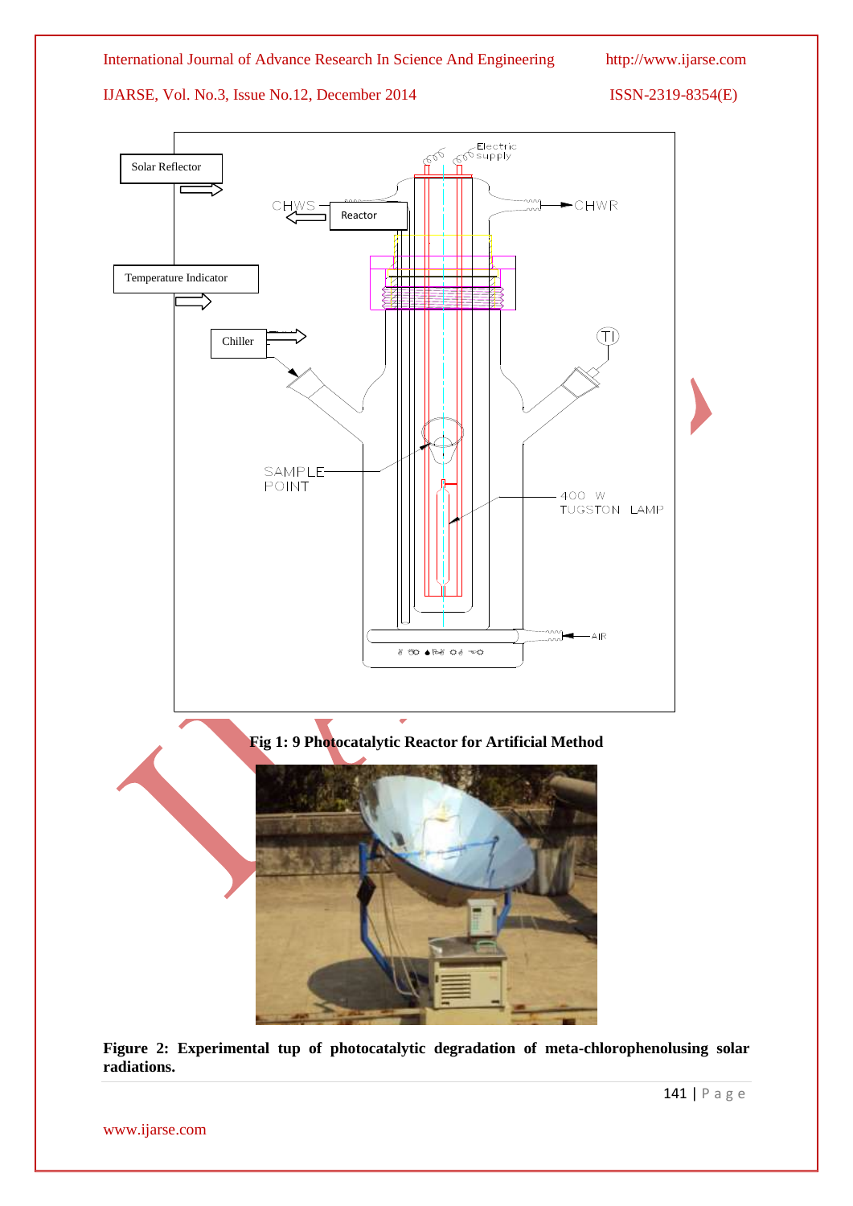**Fig 1: 9 Photocatalytic Reactor for Artificial Method**

**Figure 2: Experimental tup of photocatalytic degradation of meta-chlorophenolusing solar radiations.**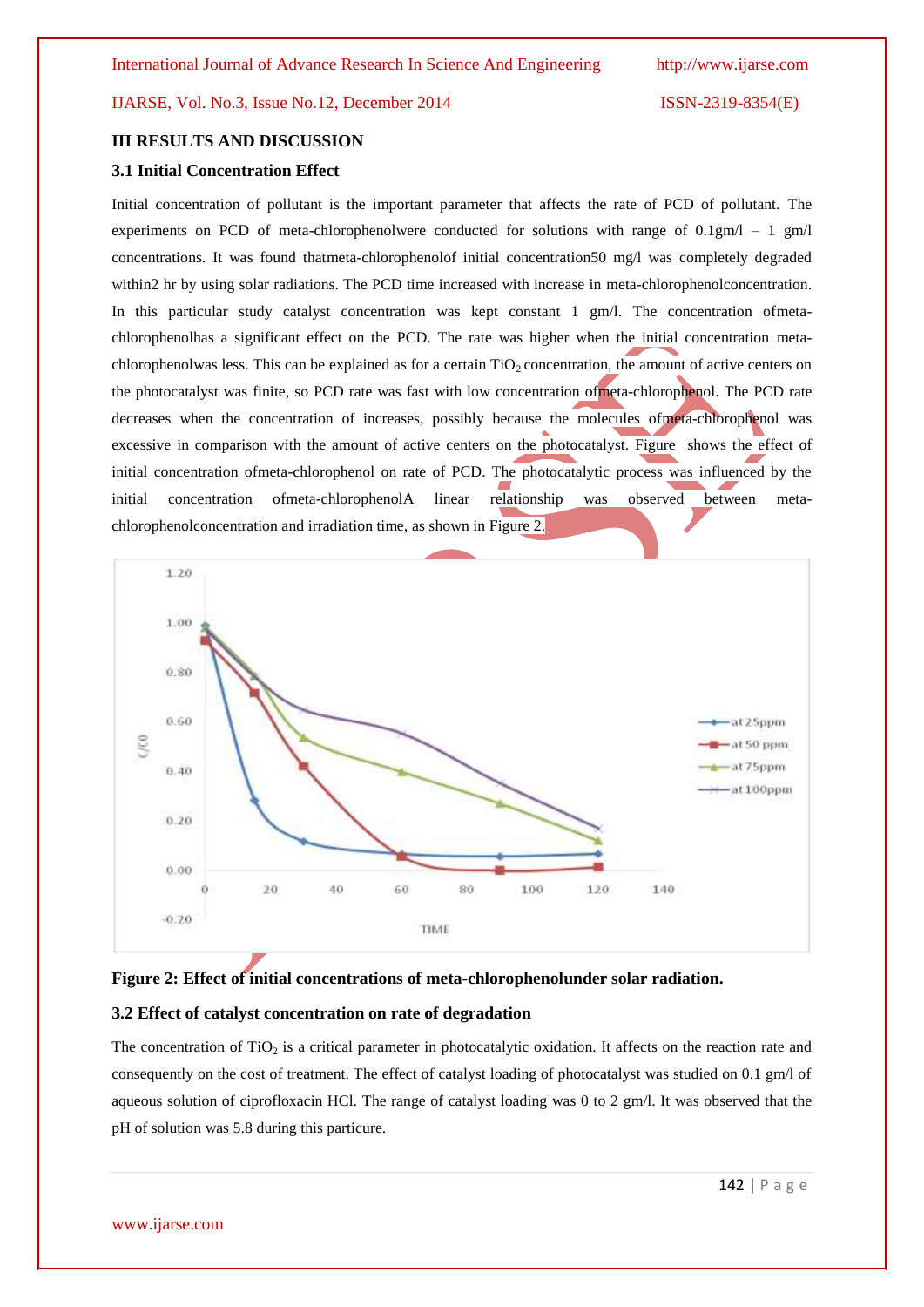## III RESULTS AND DISCUSSION

### 3.1 Initial Concentration Effect

Initial concentration of pollutant is the important parameter that affects the rate of PCD of pollutant. The experiments on PCD of meta-chlorophenolwere conducted for solutions with range of 0.1gm/l – 1 gm/l concentrations. It was found thatmeta-chlorophenolof initial concentration50 mg/l was completely degraded within2 hr by using solar radiations. The PCD time increased with increase in meta-chlorophenolconcentration. In this particular study catalyst concentration was kept constant 1 gm/l. The concentration ofmeta-chlorophenolhas a significant effect on the PCD. The rate was higher when the initial concentration meta-chlorophenolwas less. This can be explained as for a certain $TiO_2$ concentration, the amount of active centers on the photocatalyst was finite, so PCD rate was fast with low concentration ofmeta-chlorophenol. The PCD rate decreases when the concentration of increases, possibly because the molecules ofmeta-chlorophenol was excessive in comparison with the amount of active centers on the photocatalyst. Figure shows the effect of initial concentration ofmeta-chlorophenol on rate of PCD. The photocatalytic process was influenced by the initial concentration ofmeta-chlorophenolA linear relationship was observed between meta-chlorophenolconcentration and irradiation time, as shown in Figure 2.

**Figure 2: Effect of initial concentrations of meta-chlorophenolunder solar radiation.**

### 3.2 Effect of catalyst concentration on rate of degradation

The concentration of $TiO_2$ is a critical parameter in photocatalytic oxidation. It affects on the reaction rate and consequently on the cost of treatment. The effect of catalyst loading of photocatalyst was studied on 0.1 gm/l of aqueous solution of ciprofloxacin HCl. The range of catalyst loading was 0 to 2 gm/l. It was observed that the pH of solution was 5.8 during this particure.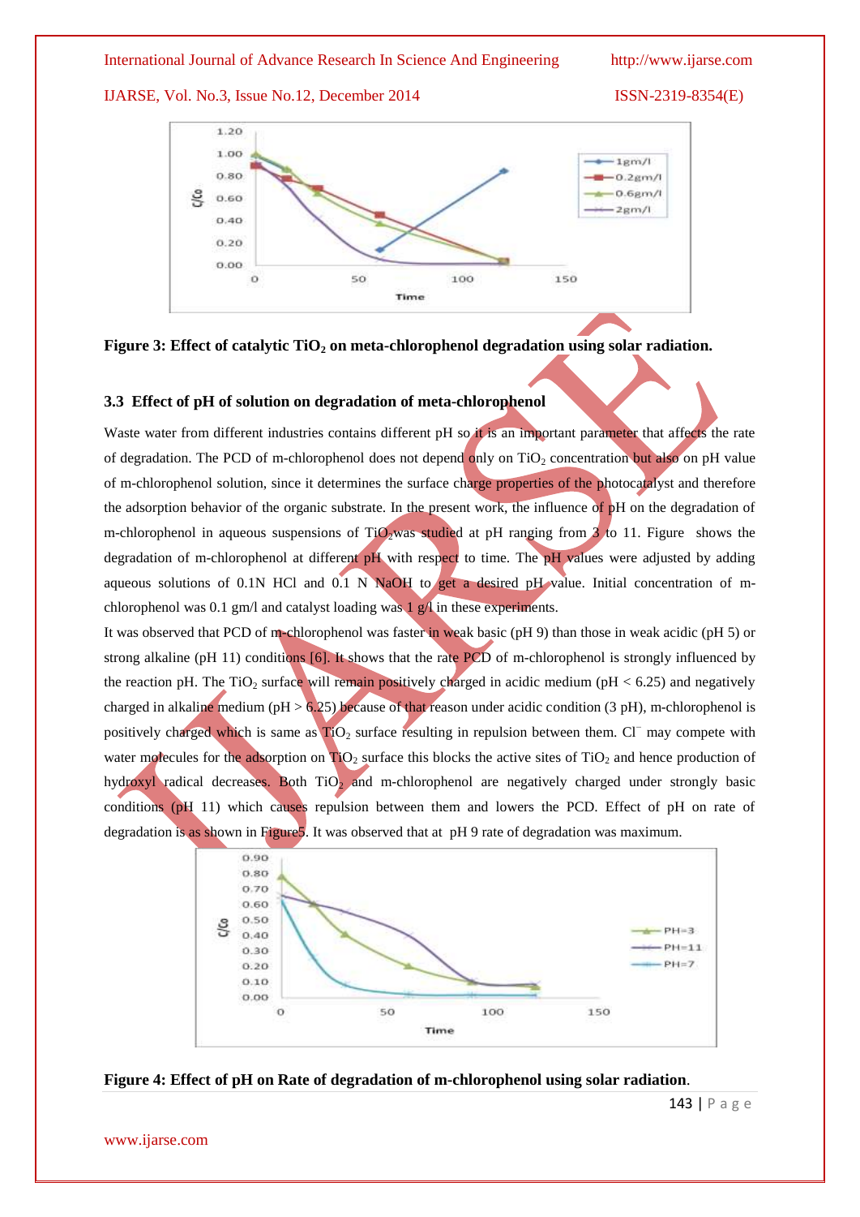Figure 3: Effect of catalytic $TiO_2$ on meta-chlorophenol degradation using solar radiation.

### 3.3 Effect of pH of solution on degradation of meta-chlorophenol

Waste water from different industries contains different pH so it is an important parameter that affects the rate of degradation. The PCD of m-chlorophenol does not depend only on $TiO_2$ concentration but also on pH value of m-chlorophenol solution, since it determines the surface charge properties of the photocatalyst and therefore the adsorption behavior of the organic substrate. In the present work, the influence of pH on the degradation of m-chlorophenol in aqueous suspensions of $TiO_2$ was studied at pH ranging from 3 to 11. Figure shows the degradation of m-chlorophenol at different pH with respect to time. The pH values were adjusted by adding aqueous solutions of 0.1N HCl and 0.1 N NaOH to get a desired pH value. Initial concentration of m-chlorophenol was 0.1 gm/l and catalyst loading was 1 g/l in these experiments.

It was observed that PCD of m-chlorophenol was faster in weak basic (pH 9) than those in weak acidic (pH 5) or strong alkaline (pH 11) conditions [6]. It shows that the rate PCD of m-chlorophenol is strongly influenced by the reaction pH. The $TiO_2$ surface will remain positively charged in acidic medium (pH < 6.25) and negatively charged in alkaline medium (pH > 6.25) because of that reason under acidic condition (3 pH), m-chlorophenol is positively charged which is same as $TiO_2$ surface resulting in repulsion between them. $Cl^-$ may compete with water molecules for the adsorption on $TiO_2$ surface this blocks the active sites of $TiO_2$ and hence production of hydroxyl radical decreases. Both $TiO_2$ and m-chlorophenol are negatively charged under strongly basic conditions (pH 11) which causes repulsion between them and lowers the PCD. Effect of pH on rate of degradation is as shown in Figure5. It was observed that at pH 9 rate of degradation was maximum.

Figure 4: Effect of pH on Rate of degradation of m-chlorophenol using solar radiation.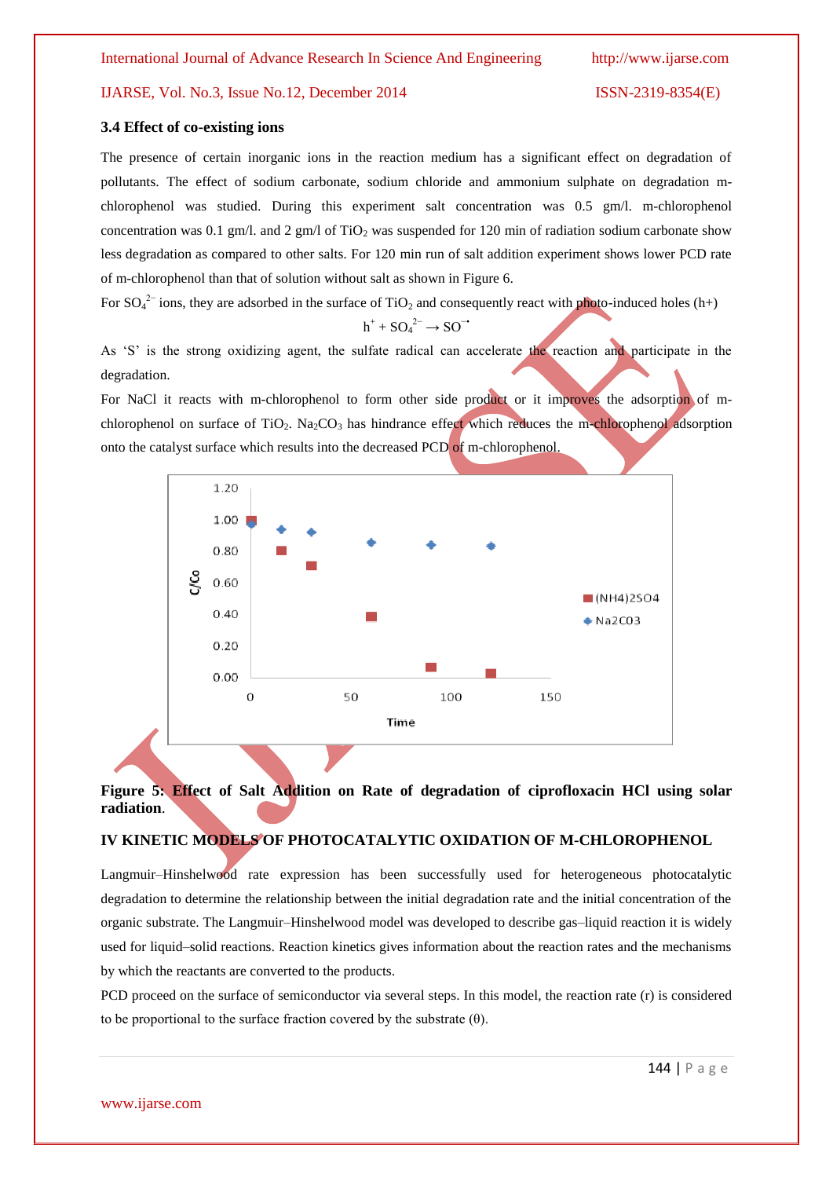### 3.4 Effect of co-existing ions

The presence of certain inorganic ions in the reaction medium has a significant effect on degradation of pollutants. The effect of sodium carbonate, sodium chloride and ammonium sulphate on degradation m-chlorophenol was studied. During this experiment salt concentration was 0.5 gm/l. m-chlorophenol concentration was 0.1 gm/l. and 2 gm/l of $TiO_2$ was suspended for 120 min of radiation sodium carbonate show less degradation as compared to other salts. For 120 min run of salt addition experiment shows lower PCD rate of m-chlorophenol than that of solution without salt as shown in Figure 6.

For $SO_4^{2-}$ ions, they are adsorbed in the surface of $TiO_2$ and consequently react with photo-induced holes (h+)

$$h^+ + SO_4^{2-} \rightarrow SO^{-\bullet}$$

As 'S' is the strong oxidizing agent, the sulfate radical can accelerate the reaction and participate in the degradation.

For NaCl it reacts with m-chlorophenol to form other side product or it improves the adsorption of m-chlorophenol on surface of $TiO_2$. $Na_2CO_3$ has hindrance effect which reduces the m-chlorophenol adsorption onto the catalyst surface which results into the decreased PCD of m-chlorophenol.

**Figure 5: Effect of Salt Addition on Rate of degradation of ciprofloxacin HCl using solar radiation**.

## IV KINETIC MODELS OF PHOTOCATALYTIC OXIDATION OF M-CHLOROPHENOL

Langmuir–Hinshelwood rate expression has been successfully used for heterogeneous photocatalytic degradation to determine the relationship between the initial degradation rate and the initial concentration of the organic substrate. The Langmuir–Hinshelwood model was developed to describe gas–liquid reaction it is widely used for liquid–solid reactions. Reaction kinetics gives information about the reaction rates and the mechanisms by which the reactants are converted to the products.

PCD proceed on the surface of semiconductor via several steps. In this model, the reaction rate (r) is considered to be proportional to the surface fraction covered by the substrate (θ).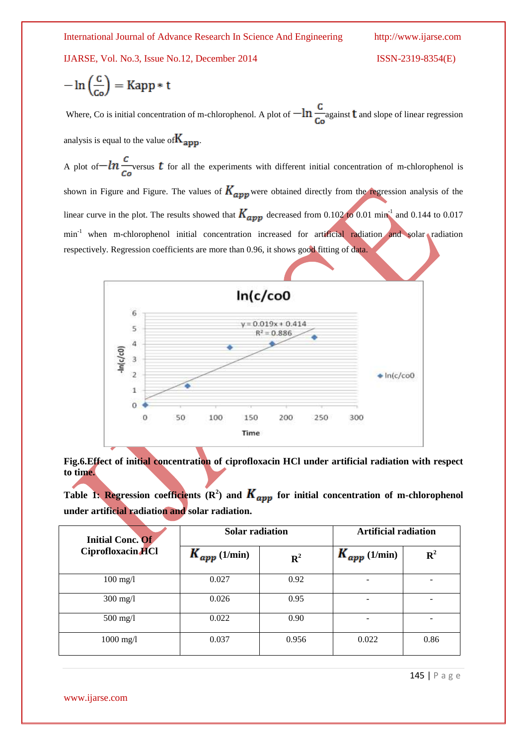$$-\ln\left(\frac{C}{Co}\right) = Kapp * t$$

Where, Co is initial concentration of m-chlorophenol. A plot of $-\ln \frac{C}{Co}$ against $t$ and slope of linear regression analysis is equal to the value of $K_{app}$.

A plot of $-\ln \frac{C}{Co}$ versus $t$ for all the experiments with different initial concentration of m-chlorophenol is shown in Figure and Figure. The values of $K_{app}$ were obtained directly from the regression analysis of the linear curve in the plot. The results showed that $K_{app}$ decreased from 0.102 to 0.01 min$^{-1}$ and 0.144 to 0.017 min$^{-1}$ when m-chlorophenol initial concentration increased for artificial radiation and solar radiation respectively. Regression coefficients are more than 0.96, it shows good fitting of data.

**Fig.6.Effect of initial concentration of ciprofloxacin HCl under artificial radiation with respect to time.**

**Table 1: Regression coefficients ($R^2$) and $K_{app}$ for initial concentration of m-chlorophenol under artificial radiation and solar radiation.**

| Initial Conc. Of Ciprofloxacin HCl | Solar radiation | | Artificial radiation | |
|---|---|---|---|---|
| | $K_{app}$ (1/min) | $R^2$ | $K_{app}$ (1/min) | $R^2$ |
| 100 mg/l | 0.027 | 0.92 | - | - |
| 300 mg/l | 0.026 | 0.95 | - | - |
| 500 mg/l | 0.022 | 0.90 | - | - |
| 1000 mg/l | 0.037 | 0.956 | 0.022 | 0.86 |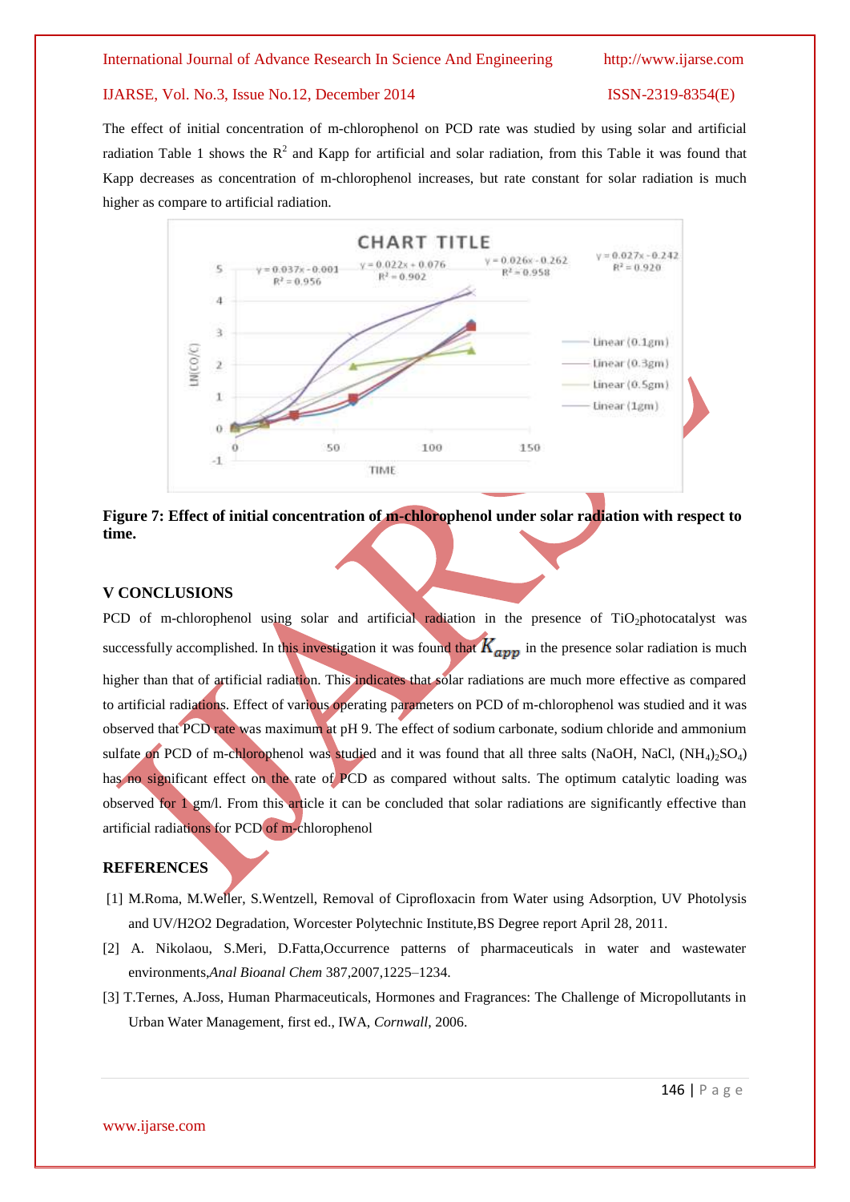The effect of initial concentration of m-chlorophenol on PCD rate was studied by using solar and artificial radiation Table 1 shows the $R^2$ and Kapp for artificial and solar radiation, from this Table it was found that Kapp decreases as concentration of m-chlorophenol increases, but rate constant for solar radiation is much higher as compare to artificial radiation.

**Figure 7: Effect of initial concentration of m-chlorophenol under solar radiation with respect to time.**

## V CONCLUSIONS

PCD of m-chlorophenol using solar and artificial radiation in the presence of $TiO_2$photocatalyst was successfully accomplished. In this investigation it was found that $K_{app}$ in the presence solar radiation is much higher than that of artificial radiation. This indicates that solar radiations are much more effective as compared to artificial radiations. Effect of various operating parameters on PCD of m-chlorophenol was studied and it was observed that PCD rate was maximum at pH 9. The effect of sodium carbonate, sodium chloride and ammonium sulfate on PCD of m-chlorophenol was studied and it was found that all three salts (NaOH, NaCl, $(NH_4)_2SO_4$) has no significant effect on the rate of PCD as compared without salts. The optimum catalytic loading was observed for 1 gm/l. From this article it can be concluded that solar radiations are significantly effective than artificial radiations for PCD of m-chlorophenol

## REFERENCES

[1] M.Roma, M.Weller, S.Wentzell, Removal of Ciprofloxacin from Water using Adsorption, UV Photolysis and UV/H2O2 Degradation, Worcester Polytechnic Institute,BS Degree report April 28, 2011.

[2] A. Nikolaou, S.Meri, D.Fatta,Occurrence patterns of pharmaceuticals in water and wastewater environments,*Anal Bioanal Chem* 387,2007,1225–1234.

[3] T.Ternes, A.Joss, Human Pharmaceuticals, Hormones and Fragrances: The Challenge of Micropollutants in Urban Water Management, first ed., IWA, *Cornwall*, 2006.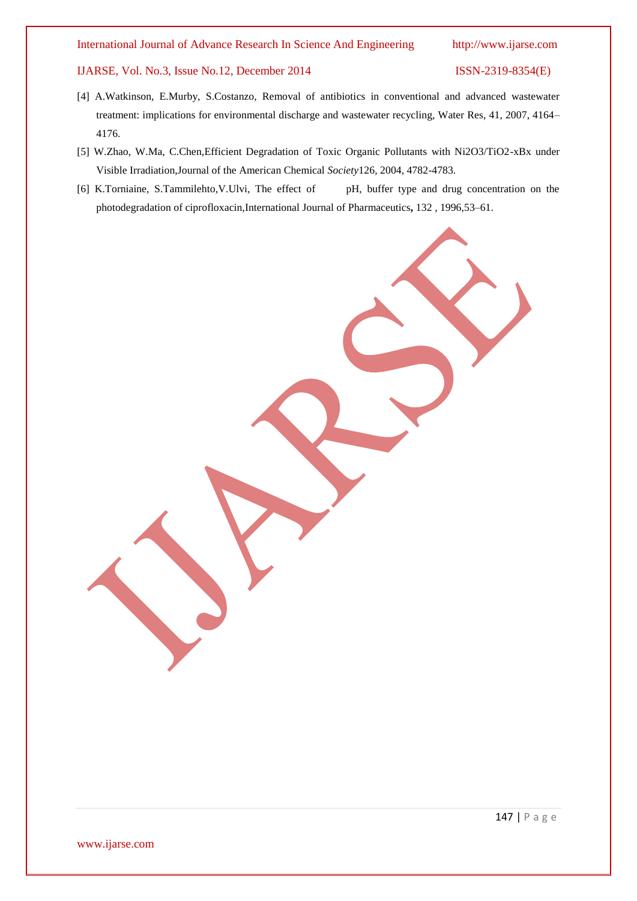[4] A.Watkinson, E.Murby, S.Costanzo, Removal of antibiotics in conventional and advanced wastewater treatment: implications for environmental discharge and wastewater recycling, Water Res, 41, 2007, 4164–4176.

[5] W.Zhao, W.Ma, C.Chen,Efficient Degradation of Toxic Organic Pollutants with $Ni_2O_3/TiO_{2-x}B_x$ under Visible Irradiation,Journal of the American Chemical *Society*126, 2004, 4782-4783.

[6] K.Torniaine, S.Tammilehto,V.Ulvi, The effect of pH, buffer type and drug concentration on the photodegradation of ciprofloxacin,International Journal of Pharmaceutics**,** 132 , 1996,53–61.